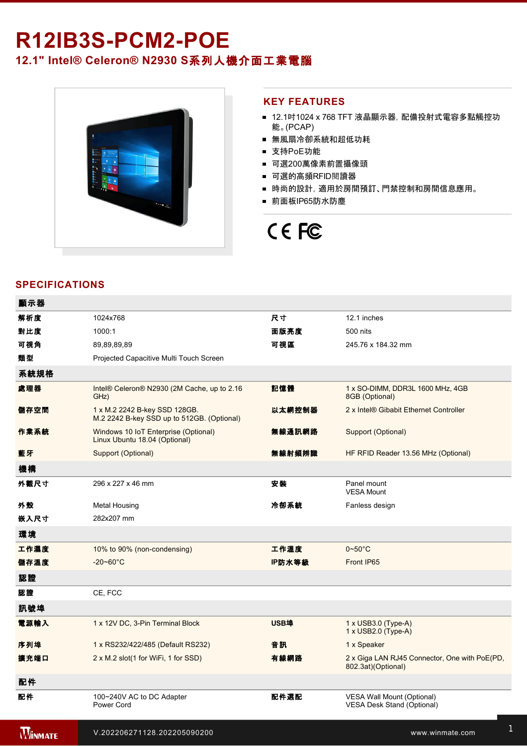# R12IB3S-PCM2-POE

## 12.1" Intel® Celeron® N2930 S系列人機介面工業電腦

## KEY FEATURES

- 12.1吋1024 x 768 TFT 液晶顯示器，配備投射式電容多點觸控功能。(PCAP)
- 無風扇冷卻系統和超低功耗
- 支持PoE功能
- 可選200萬像素前置攝像頭
- 可選的高頻RFID閱讀器
- 時尚的設計，適用於房間預訂、門禁控制和房間信息應用。
- 前面板IP65防水防塵

## SPECIFICATIONS

| 顯示器 | | | |
|---|---|---|---|
| 解析度 | 1024x768 | 尺寸 | 12.1 inches |
| 對比度 | 1000:1 | 面版亮度 | 500 nits |
| 可視角 | 89,89,89,89 | 可視區 | 245.76 x 184.32 mm |
| 類型 | Projected Capacitive Multi Touch Screen | | |
| **系統規格** | | | |
| 處理器 | Intel® Celeron® N2930 (2M Cache, up to 2.16 GHz) | 記憶體 | 1 x SO-DIMM, DDR3L 1600 MHz, 4GB<br>8GB (Optional) |
| 儲存空間 | 1 x M.2 2242 B-key SSD 128GB.<br>M.2 2242 B-key SSD up to 512GB. (Optional) | 以太網控制器 | 2 x Intel® Gibabit Ethernet Controller |
| 作業系統 | Windows 10 IoT Enterprise (Optional)<br>Linux Ubuntu 18.04 (Optional) | 無線通訊網路 | Support (Optional) |
| 藍牙 | Support (Optional) | 無線射頻辨識 | HF RFID Reader 13.56 MHz (Optional) |
| **機構** | | | |
| 外觀尺寸 | 296 x 227 x 46 mm | 安裝 | Panel mount<br>VESA Mount |
| 外殼 | Metal Housing | 冷卻系統 | Fanless design |
| 嵌入尺寸 | 282x207 mm | | |
| **環境** | | | |
| 工作濕度 | 10% to 90% (non-condensing) | 工作溫度 | 0~50°C |
| 儲存溫度 | -20~60°C | IP防水等級 | Front IP65 |
| **認證** | | | |
| 認證 | CE, FCC | | |
| **訊號埠** | | | |
| 電源輸入 | 1 x 12V DC, 3-Pin Terminal Block | USB埠 | 1 x USB3.0 (Type-A)<br>1 x USB2.0 (Type-A) |
| 序列埠 | 1 x RS232/422/485 (Default RS232) | 音訊 | 1 x Speaker |
| 擴充端口 | 2 x M.2 slot(1 for WiFi, 1 for SSD) | 有線網路 | 2 x Giga LAN RJ45 Connector, One with PoE(PD, 802.3at)(Optional) |
| **配件** | | | |
| 配件 | 100~240V AC to DC Adapter<br>Power Cord | 配件選配 | VESA Wall Mount (Optional)<br>VESA Desk Stand (Optional) |

V.202206271128.202205090200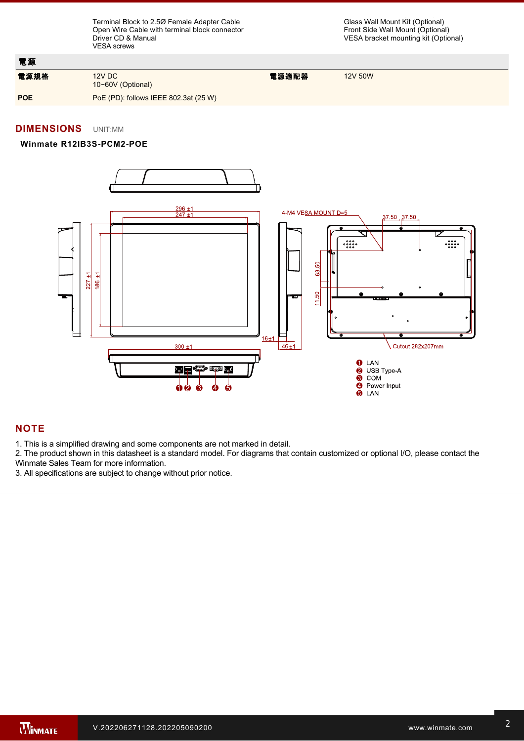| | | | |
|---|---|---|---|
| | Terminal Block to 2.5Ø Female Adapter Cable<br>Open Wire Cable with terminal block connector<br>Driver CD & Manual<br>VESA screws | | Glass Wall Mount Kit (Optional)<br>Front Side Wall Mount (Optional)<br>VESA bracket mounting kit (Optional) |

## 電源

| | | | |
|---|---|---|---|
| **電源規格** | 12V DC<br>10~60V (Optional) | **電源適配器** | 12V 50W |
| **POE** | PoE (PD): follows IEEE 802.3at (25 W) | | |

## DIMENSIONS UNIT:MM

**Winmate R12IB3S-PCM2-POE**

296 ±1
247 ±1
4-M4 VESA MOUNT D=5
37.50 37.50
227 ±1
186 ±1
63.50
11.50
16±1
300 ±1
46±1
Cutout 282x207mm

❶ LAN
❷ USB Type-A
❸ COM
❹ Power Input
❺ LAN

## NOTE

1. This is a simplified drawing and some components are not marked in detail.
2. The product shown in this datasheet is a standard model. For diagrams that contain customized or optional I/O, please contact the Winmate Sales Team for more information.
3. All specifications are subject to change without prior notice.